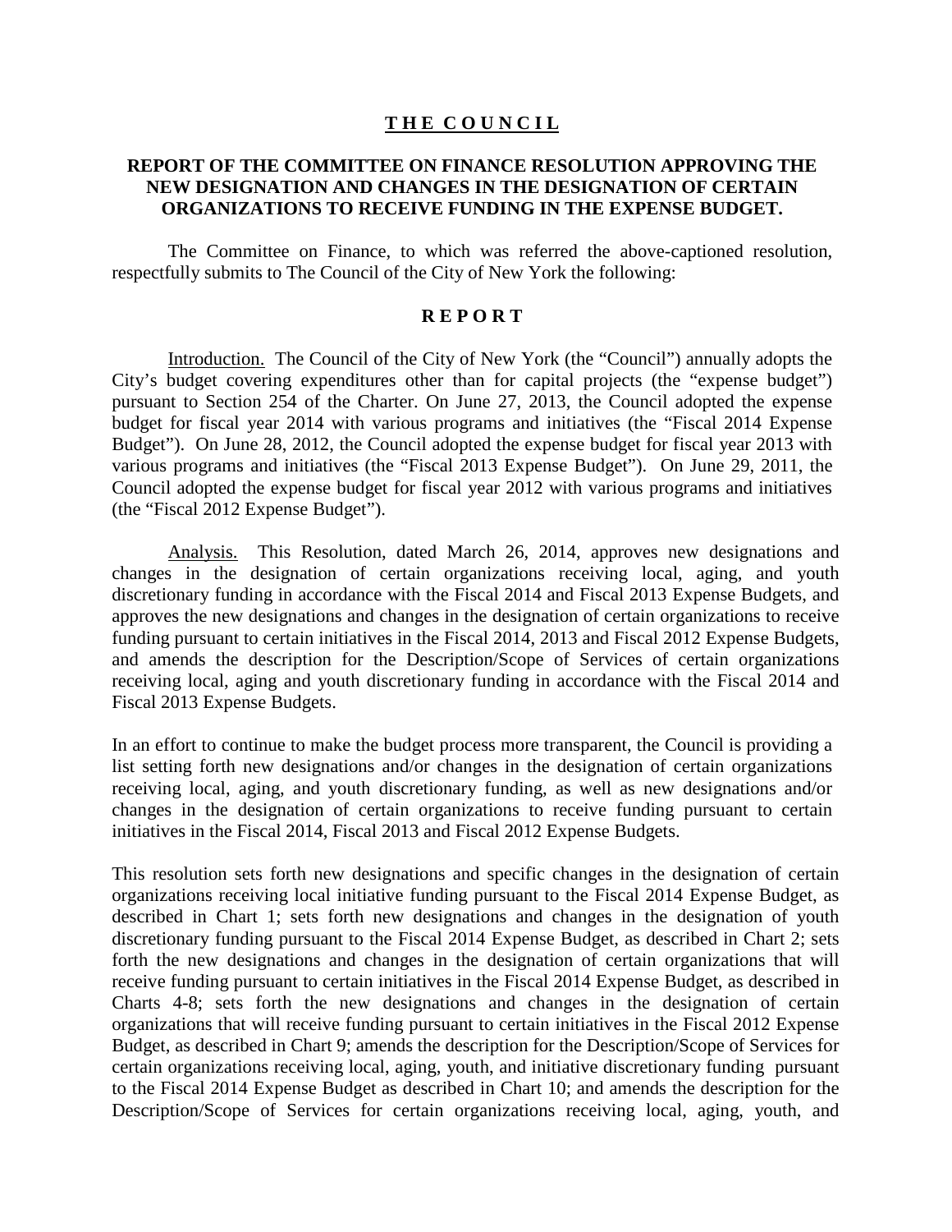# T H E C O U N C I L

## REPORT OF THE COMMITTEE ON FINANCE RESOLUTION APPROVING THE NEW DESIGNATION AND CHANGES IN THE DESIGNATION OF CERTAIN ORGANIZATIONS TO RECEIVE FUNDING IN THE EXPENSE BUDGET.

The Committee on Finance, to which was referred the above-captioned resolution, respectfully submits to The Council of the City of New York the following:

## R E P O R T

Introduction. The Council of the City of New York (the "Council") annually adopts the City's budget covering expenditures other than for capital projects (the "expense budget") pursuant to Section 254 of the Charter. On June 27, 2013, the Council adopted the expense budget for fiscal year 2014 with various programs and initiatives (the "Fiscal 2014 Expense Budget"). On June 28, 2012, the Council adopted the expense budget for fiscal year 2013 with various programs and initiatives (the "Fiscal 2013 Expense Budget"). On June 29, 2011, the Council adopted the expense budget for fiscal year 2012 with various programs and initiatives (the "Fiscal 2012 Expense Budget").

Analysis. This Resolution, dated March 26, 2014, approves new designations and changes in the designation of certain organizations receiving local, aging, and youth discretionary funding in accordance with the Fiscal 2014 and Fiscal 2013 Expense Budgets, and approves the new designations and changes in the designation of certain organizations to receive funding pursuant to certain initiatives in the Fiscal 2014, 2013 and Fiscal 2012 Expense Budgets, and amends the description for the Description/Scope of Services of certain organizations receiving local, aging and youth discretionary funding in accordance with the Fiscal 2014 and Fiscal 2013 Expense Budgets.

In an effort to continue to make the budget process more transparent, the Council is providing a list setting forth new designations and/or changes in the designation of certain organizations receiving local, aging, and youth discretionary funding, as well as new designations and/or changes in the designation of certain organizations to receive funding pursuant to certain initiatives in the Fiscal 2014, Fiscal 2013 and Fiscal 2012 Expense Budgets.

This resolution sets forth new designations and specific changes in the designation of certain organizations receiving local initiative funding pursuant to the Fiscal 2014 Expense Budget, as described in Chart 1; sets forth new designations and changes in the designation of youth discretionary funding pursuant to the Fiscal 2014 Expense Budget, as described in Chart 2; sets forth the new designations and changes in the designation of certain organizations that will receive funding pursuant to certain initiatives in the Fiscal 2014 Expense Budget, as described in Charts 4-8; sets forth the new designations and changes in the designation of certain organizations that will receive funding pursuant to certain initiatives in the Fiscal 2012 Expense Budget, as described in Chart 9; amends the description for the Description/Scope of Services for certain organizations receiving local, aging, youth, and initiative discretionary funding pursuant to the Fiscal 2014 Expense Budget as described in Chart 10; and amends the description for the Description/Scope of Services for certain organizations receiving local, aging, youth, and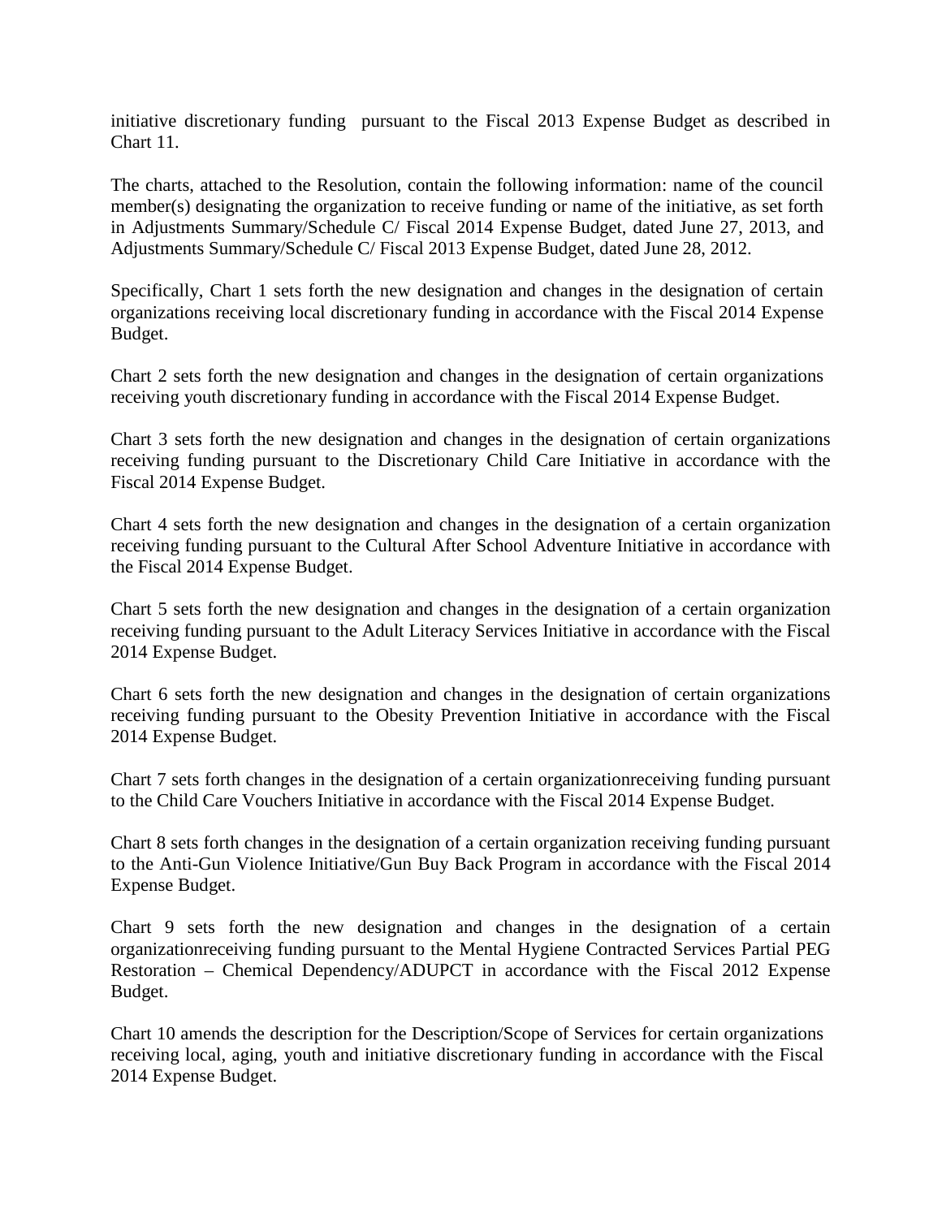initiative discretionary funding pursuant to the Fiscal 2013 Expense Budget as described in Chart 11.

The charts, attached to the Resolution, contain the following information: name of the council member(s) designating the organization to receive funding or name of the initiative, as set forth in Adjustments Summary/Schedule C/ Fiscal 2014 Expense Budget, dated June 27, 2013, and Adjustments Summary/Schedule C/ Fiscal 2013 Expense Budget, dated June 28, 2012.

Specifically, Chart 1 sets forth the new designation and changes in the designation of certain organizations receiving local discretionary funding in accordance with the Fiscal 2014 Expense Budget.

Chart 2 sets forth the new designation and changes in the designation of certain organizations receiving youth discretionary funding in accordance with the Fiscal 2014 Expense Budget.

Chart 3 sets forth the new designation and changes in the designation of certain organizations receiving funding pursuant to the Discretionary Child Care Initiative in accordance with the Fiscal 2014 Expense Budget.

Chart 4 sets forth the new designation and changes in the designation of a certain organization receiving funding pursuant to the Cultural After School Adventure Initiative in accordance with the Fiscal 2014 Expense Budget.

Chart 5 sets forth the new designation and changes in the designation of a certain organization receiving funding pursuant to the Adult Literacy Services Initiative in accordance with the Fiscal 2014 Expense Budget.

Chart 6 sets forth the new designation and changes in the designation of certain organizations receiving funding pursuant to the Obesity Prevention Initiative in accordance with the Fiscal 2014 Expense Budget.

Chart 7 sets forth changes in the designation of a certain organizationreceiving funding pursuant to the Child Care Vouchers Initiative in accordance with the Fiscal 2014 Expense Budget.

Chart 8 sets forth changes in the designation of a certain organization receiving funding pursuant to the Anti-Gun Violence Initiative/Gun Buy Back Program in accordance with the Fiscal 2014 Expense Budget.

Chart 9 sets forth the new designation and changes in the designation of a certain organizationreceiving funding pursuant to the Mental Hygiene Contracted Services Partial PEG Restoration – Chemical Dependency/ADUPCT in accordance with the Fiscal 2012 Expense Budget.

Chart 10 amends the description for the Description/Scope of Services for certain organizations receiving local, aging, youth and initiative discretionary funding in accordance with the Fiscal 2014 Expense Budget.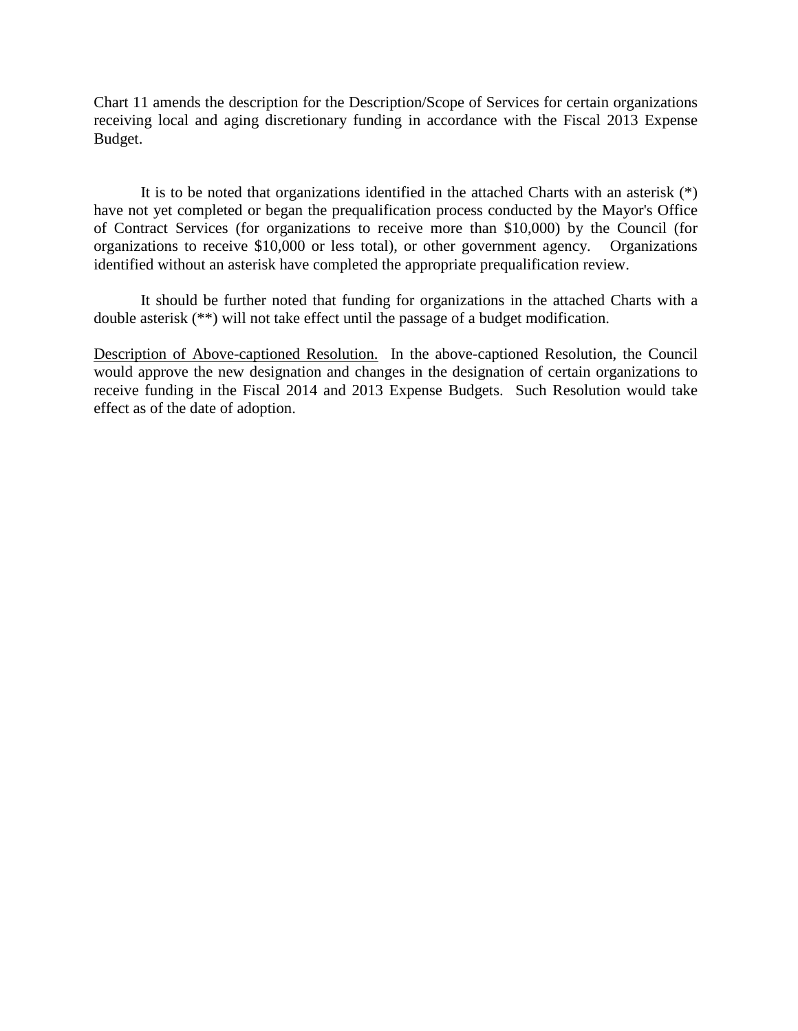Chart 11 amends the description for the Description/Scope of Services for certain organizations receiving local and aging discretionary funding in accordance with the Fiscal 2013 Expense Budget.

It is to be noted that organizations identified in the attached Charts with an asterisk (*) have not yet completed or began the prequalification process conducted by the Mayor's Office of Contract Services (for organizations to receive more than $10,000) by the Council (for organizations to receive $10,000 or less total), or other government agency. Organizations identified without an asterisk have completed the appropriate prequalification review.

It should be further noted that funding for organizations in the attached Charts with a double asterisk (**) will not take effect until the passage of a budget modification.

<u>Description of Above-captioned Resolution.</u> In the above-captioned Resolution, the Council would approve the new designation and changes in the designation of certain organizations to receive funding in the Fiscal 2014 and 2013 Expense Budgets. Such Resolution would take effect as of the date of adoption.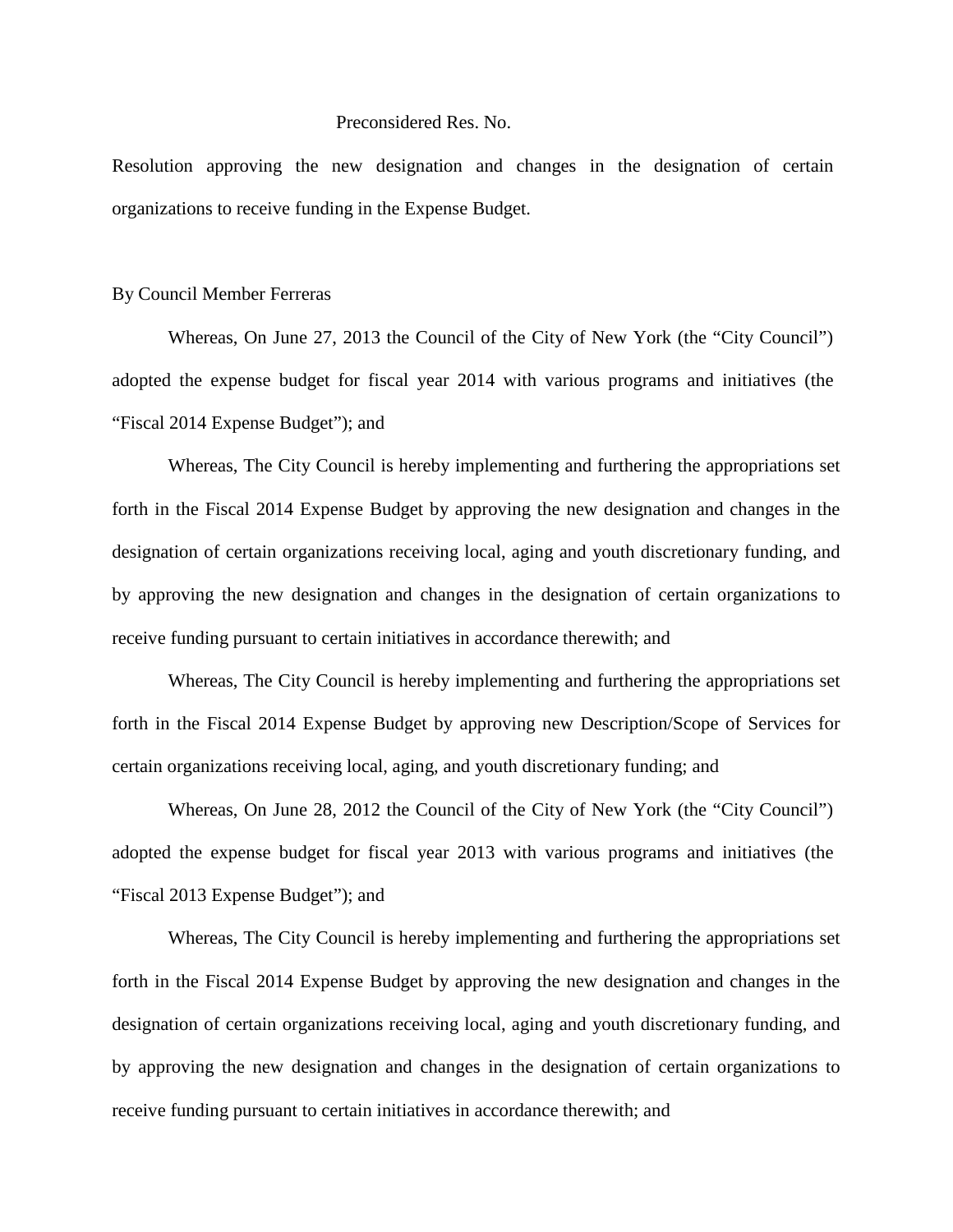Preconsidered Res. No.

Resolution approving the new designation and changes in the designation of certain organizations to receive funding in the Expense Budget.

By Council Member Ferreras

Whereas, On June 27, 2013 the Council of the City of New York (the "City Council") adopted the expense budget for fiscal year 2014 with various programs and initiatives (the "Fiscal 2014 Expense Budget"); and

Whereas, The City Council is hereby implementing and furthering the appropriations set forth in the Fiscal 2014 Expense Budget by approving the new designation and changes in the designation of certain organizations receiving local, aging and youth discretionary funding, and by approving the new designation and changes in the designation of certain organizations to receive funding pursuant to certain initiatives in accordance therewith; and

Whereas, The City Council is hereby implementing and furthering the appropriations set forth in the Fiscal 2014 Expense Budget by approving new Description/Scope of Services for certain organizations receiving local, aging, and youth discretionary funding; and

Whereas, On June 28, 2012 the Council of the City of New York (the "City Council") adopted the expense budget for fiscal year 2013 with various programs and initiatives (the "Fiscal 2013 Expense Budget"); and

Whereas, The City Council is hereby implementing and furthering the appropriations set forth in the Fiscal 2014 Expense Budget by approving the new designation and changes in the designation of certain organizations receiving local, aging and youth discretionary funding, and by approving the new designation and changes in the designation of certain organizations to receive funding pursuant to certain initiatives in accordance therewith; and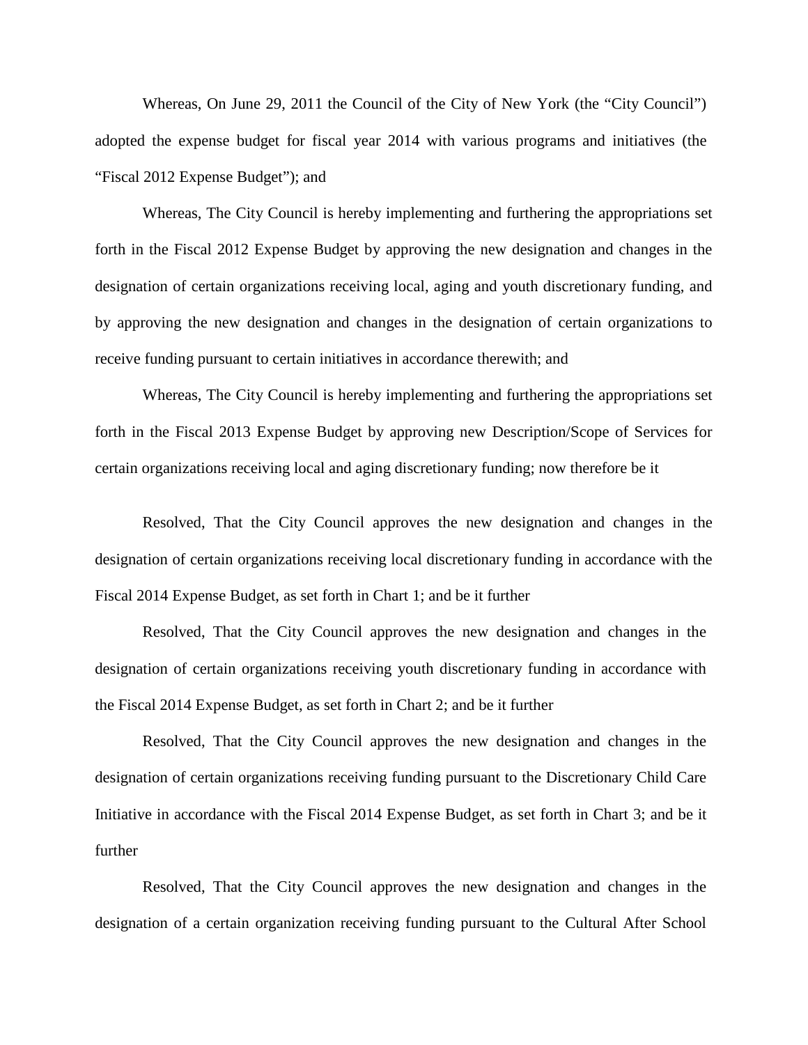Whereas, On June 29, 2011 the Council of the City of New York (the "City Council") adopted the expense budget for fiscal year 2014 with various programs and initiatives (the "Fiscal 2012 Expense Budget"); and

Whereas, The City Council is hereby implementing and furthering the appropriations set forth in the Fiscal 2012 Expense Budget by approving the new designation and changes in the designation of certain organizations receiving local, aging and youth discretionary funding, and by approving the new designation and changes in the designation of certain organizations to receive funding pursuant to certain initiatives in accordance therewith; and

Whereas, The City Council is hereby implementing and furthering the appropriations set forth in the Fiscal 2013 Expense Budget by approving new Description/Scope of Services for certain organizations receiving local and aging discretionary funding; now therefore be it

Resolved, That the City Council approves the new designation and changes in the designation of certain organizations receiving local discretionary funding in accordance with the Fiscal 2014 Expense Budget, as set forth in Chart 1; and be it further

Resolved, That the City Council approves the new designation and changes in the designation of certain organizations receiving youth discretionary funding in accordance with the Fiscal 2014 Expense Budget, as set forth in Chart 2; and be it further

Resolved, That the City Council approves the new designation and changes in the designation of certain organizations receiving funding pursuant to the Discretionary Child Care Initiative in accordance with the Fiscal 2014 Expense Budget, as set forth in Chart 3; and be it further

Resolved, That the City Council approves the new designation and changes in the designation of a certain organization receiving funding pursuant to the Cultural After School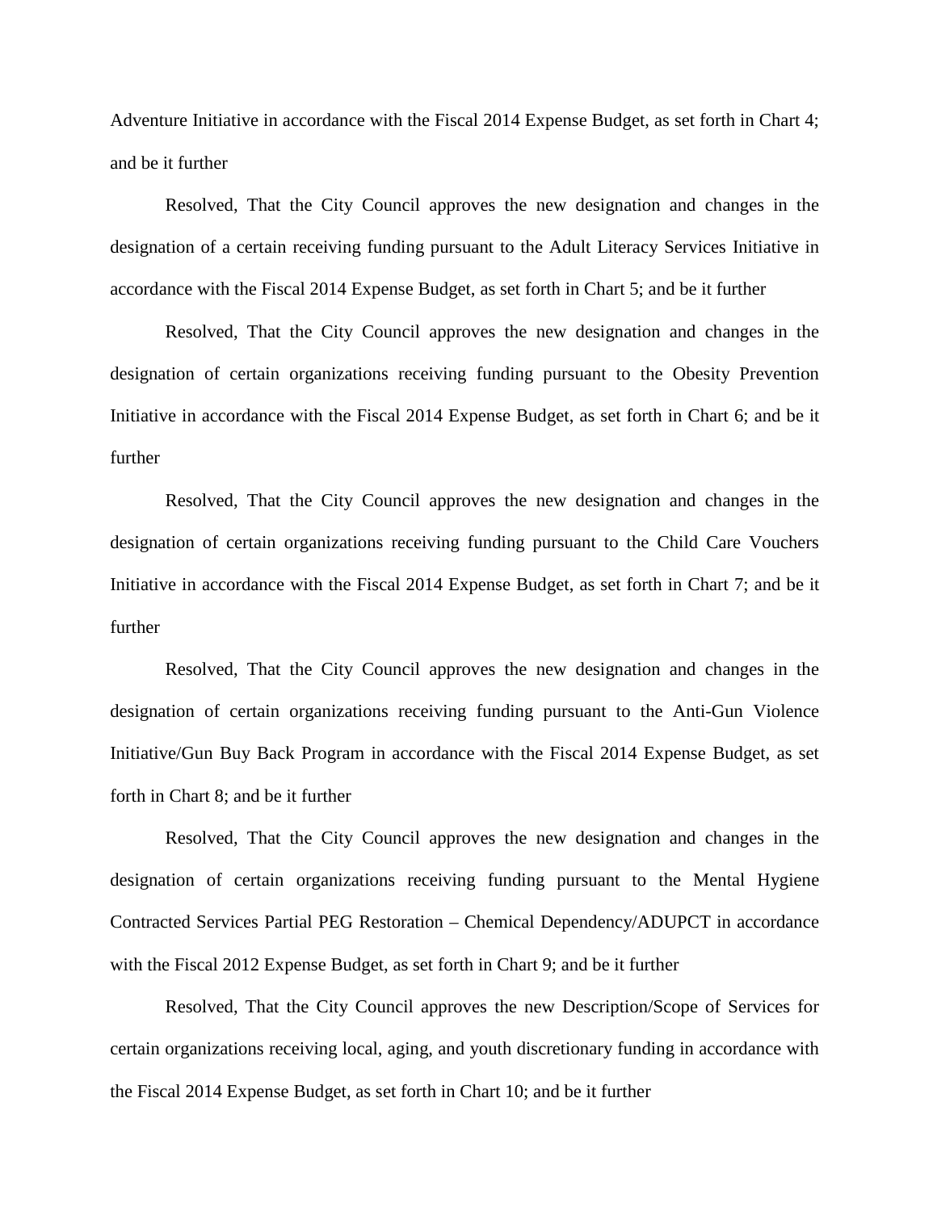Adventure Initiative in accordance with the Fiscal 2014 Expense Budget, as set forth in Chart 4; and be it further

Resolved, That the City Council approves the new designation and changes in the designation of a certain receiving funding pursuant to the Adult Literacy Services Initiative in accordance with the Fiscal 2014 Expense Budget, as set forth in Chart 5; and be it further

Resolved, That the City Council approves the new designation and changes in the designation of certain organizations receiving funding pursuant to the Obesity Prevention Initiative in accordance with the Fiscal 2014 Expense Budget, as set forth in Chart 6; and be it further

Resolved, That the City Council approves the new designation and changes in the designation of certain organizations receiving funding pursuant to the Child Care Vouchers Initiative in accordance with the Fiscal 2014 Expense Budget, as set forth in Chart 7; and be it further

Resolved, That the City Council approves the new designation and changes in the designation of certain organizations receiving funding pursuant to the Anti-Gun Violence Initiative/Gun Buy Back Program in accordance with the Fiscal 2014 Expense Budget, as set forth in Chart 8; and be it further

Resolved, That the City Council approves the new designation and changes in the designation of certain organizations receiving funding pursuant to the Mental Hygiene Contracted Services Partial PEG Restoration – Chemical Dependency/ADUPCT in accordance with the Fiscal 2012 Expense Budget, as set forth in Chart 9; and be it further

Resolved, That the City Council approves the new Description/Scope of Services for certain organizations receiving local, aging, and youth discretionary funding in accordance with the Fiscal 2014 Expense Budget, as set forth in Chart 10; and be it further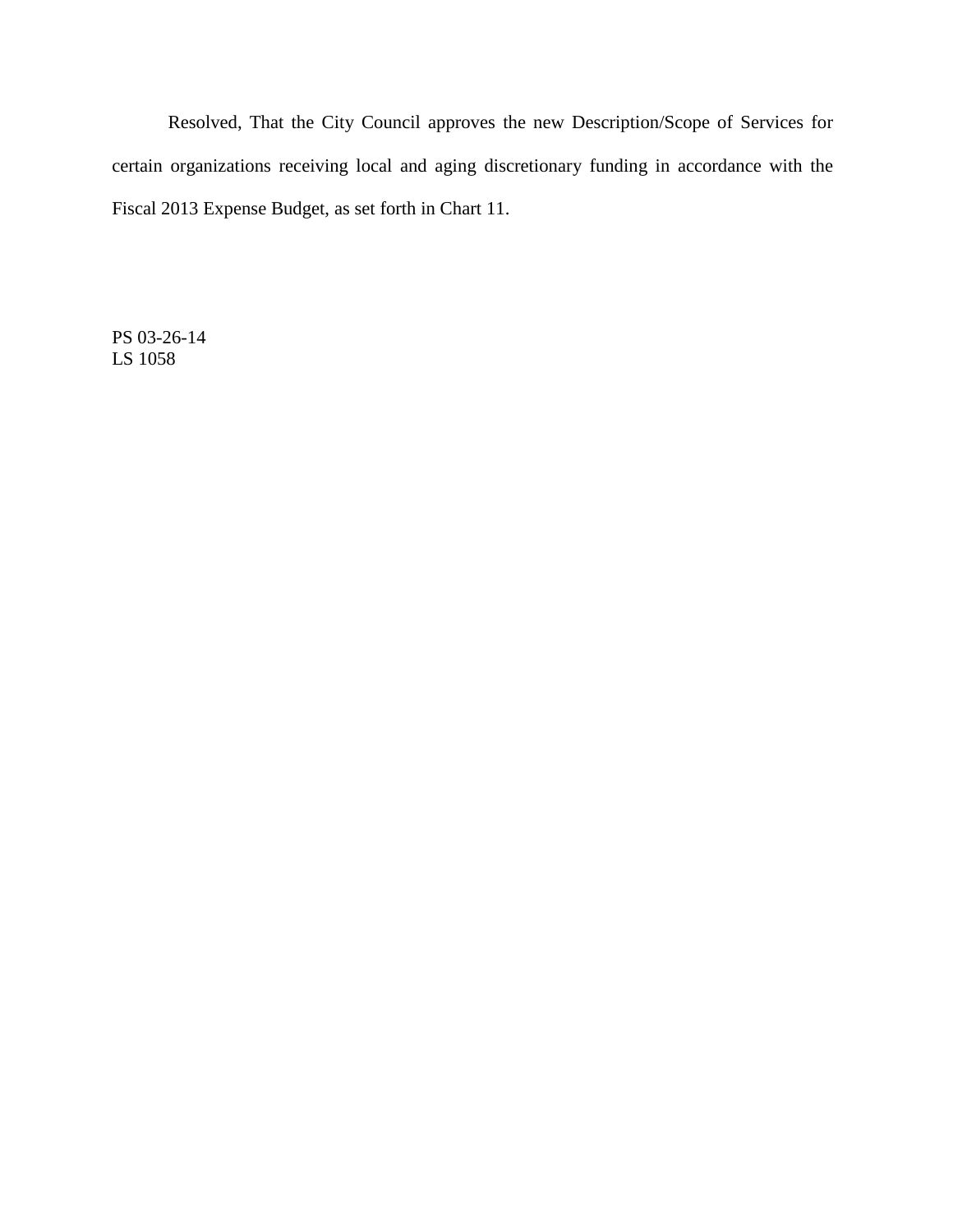Resolved, That the City Council approves the new Description/Scope of Services for certain organizations receiving local and aging discretionary funding in accordance with the Fiscal 2013 Expense Budget, as set forth in Chart 11.

PS 03-26-14
LS 1058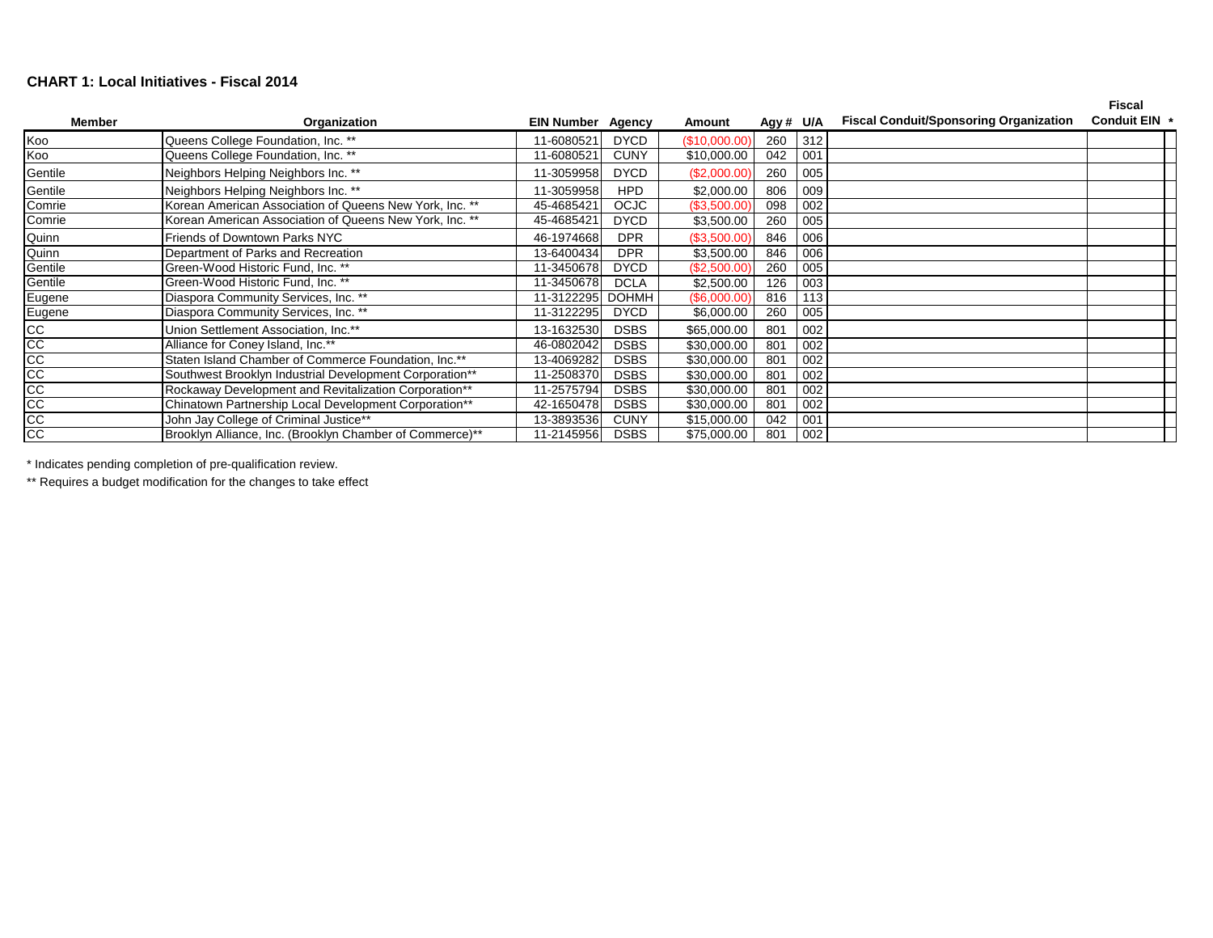**CHART 1: Local Initiatives - Fiscal 2014**

| Member | Organization | EIN Number | Agency | Amount | Agy # | U/A | Fiscal Conduit/Sponsoring Organization | Fiscal Conduit EIN * |
|---|---|---|---|---|---|---|---|---|
| Koo | Queens College Foundation, Inc. ** | 11-6080521 | DYCD | ($10,000.00) | 260 | 312 | | |
| Koo | Queens College Foundation, Inc. ** | 11-6080521 | CUNY | $10,000.00 | 042 | 001 | | |
| Gentile | Neighbors Helping Neighbors Inc. ** | 11-3059958 | DYCD | ($2,000.00) | 260 | 005 | | |
| Gentile | Neighbors Helping Neighbors Inc. ** | 11-3059958 | HPD | $2,000.00 | 806 | 009 | | |
| Comrie | Korean American Association of Queens New York, Inc. ** | 45-4685421 | OCJC | ($3,500.00) | 098 | 002 | | |
| Comrie | Korean American Association of Queens New York, Inc. ** | 45-4685421 | DYCD | $3,500.00 | 260 | 005 | | |
| Quinn | Friends of Downtown Parks NYC | 46-1974668 | DPR | ($3,500.00) | 846 | 006 | | |
| Quinn | Department of Parks and Recreation | 13-6400434 | DPR | $3,500.00 | 846 | 006 | | |
| Gentile | Green-Wood Historic Fund, Inc. ** | 11-3450678 | DYCD | ($2,500.00) | 260 | 005 | | |
| Gentile | Green-Wood Historic Fund, Inc. ** | 11-3450678 | DCLA | $2,500.00 | 126 | 003 | | |
| Eugene | Diaspora Community Services, Inc. ** | 11-3122295 | DOHMH | ($6,000.00) | 816 | 113 | | |
| Eugene | Diaspora Community Services, Inc. ** | 11-3122295 | DYCD | $6,000.00 | 260 | 005 | | |
| CC | Union Settlement Association, Inc.** | 13-1632530 | DSBS | $65,000.00 | 801 | 002 | | |
| CC | Alliance for Coney Island, Inc.** | 46-0802042 | DSBS | $30,000.00 | 801 | 002 | | |
| CC | Staten Island Chamber of Commerce Foundation, Inc.** | 13-4069282 | DSBS | $30,000.00 | 801 | 002 | | |
| CC | Southwest Brooklyn Industrial Development Corporation** | 11-2508370 | DSBS | $30,000.00 | 801 | 002 | | |
| CC | Rockaway Development and Revitalization Corporation** | 11-2575794 | DSBS | $30,000.00 | 801 | 002 | | |
| CC | Chinatown Partnership Local Development Corporation** | 42-1650478 | DSBS | $30,000.00 | 801 | 002 | | |
| CC | John Jay College of Criminal Justice** | 13-3893536 | CUNY | $15,000.00 | 042 | 001 | | |
| CC | Brooklyn Alliance, Inc. (Brooklyn Chamber of Commerce)** | 11-2145956 | DSBS | $75,000.00 | 801 | 002 | | |

\* Indicates pending completion of pre-qualification review.

** Requires a budget modification for the changes to take effect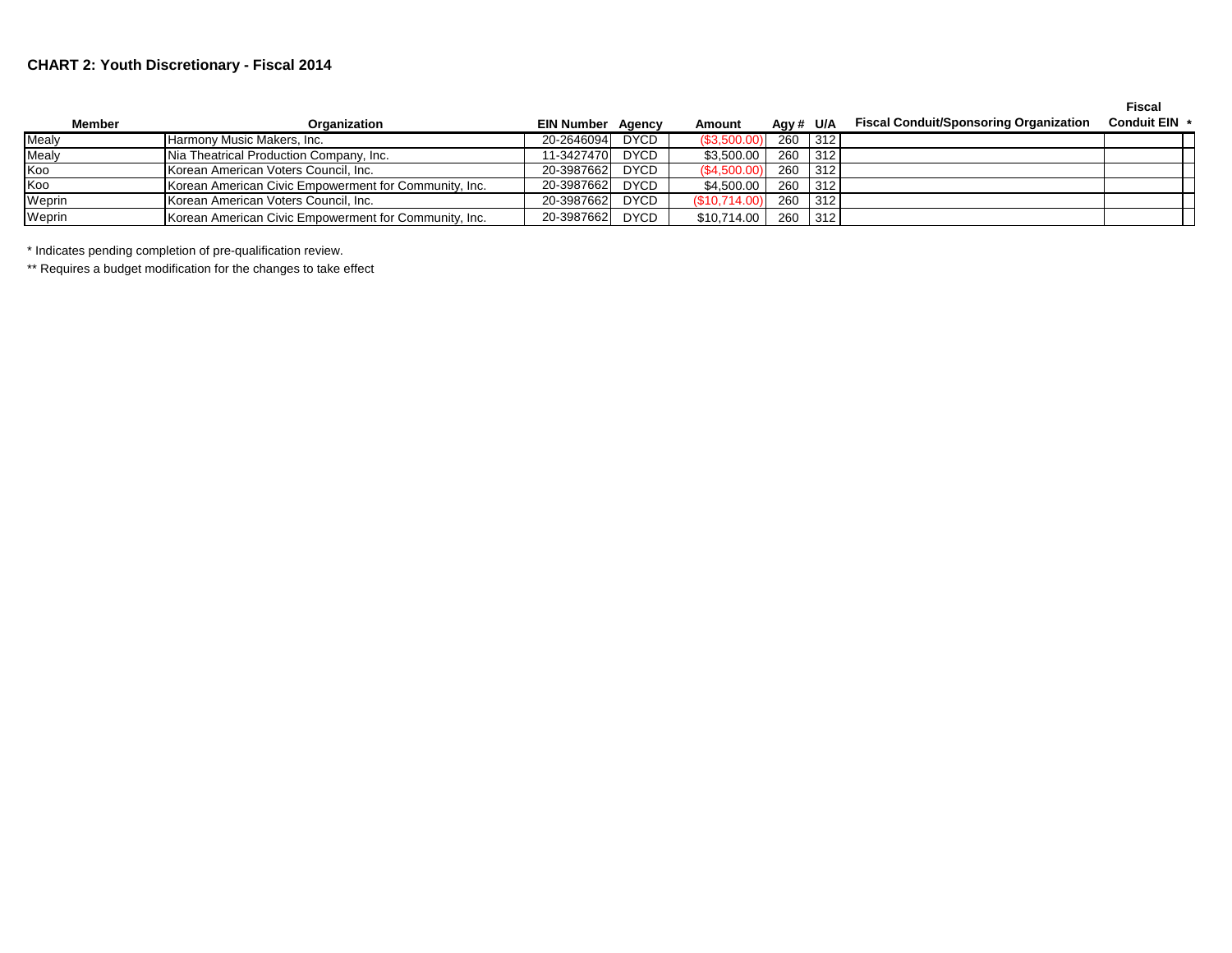**CHART 2: Youth Discretionary - Fiscal 2014**

| Member | Organization | EIN Number | Agency | Amount | Agy # | U/A | Fiscal Conduit/Sponsoring Organization | Fiscal Conduit EIN | * |
|---|---|---|---|---|---|---|---|---|---|
| Mealy | Harmony Music Makers, Inc. | 20-2646094 | DYCD | ($3,500.00) | 260 | 312 | | | |
| Mealy | Nia Theatrical Production Company, Inc. | 11-3427470 | DYCD | $3,500.00 | 260 | 312 | | | |
| Koo | Korean American Voters Council, Inc. | 20-3987662 | DYCD | ($4,500.00) | 260 | 312 | | | |
| Koo | Korean American Civic Empowerment for Community, Inc. | 20-3987662 | DYCD | $4,500.00 | 260 | 312 | | | |
| Weprin | Korean American Voters Council, Inc. | 20-3987662 | DYCD | ($10,714.00) | 260 | 312 | | | |
| Weprin | Korean American Civic Empowerment for Community, Inc. | 20-3987662 | DYCD | $10,714.00 | 260 | 312 | | | |

* Indicates pending completion of pre-qualification review.

** Requires a budget modification for the changes to take effect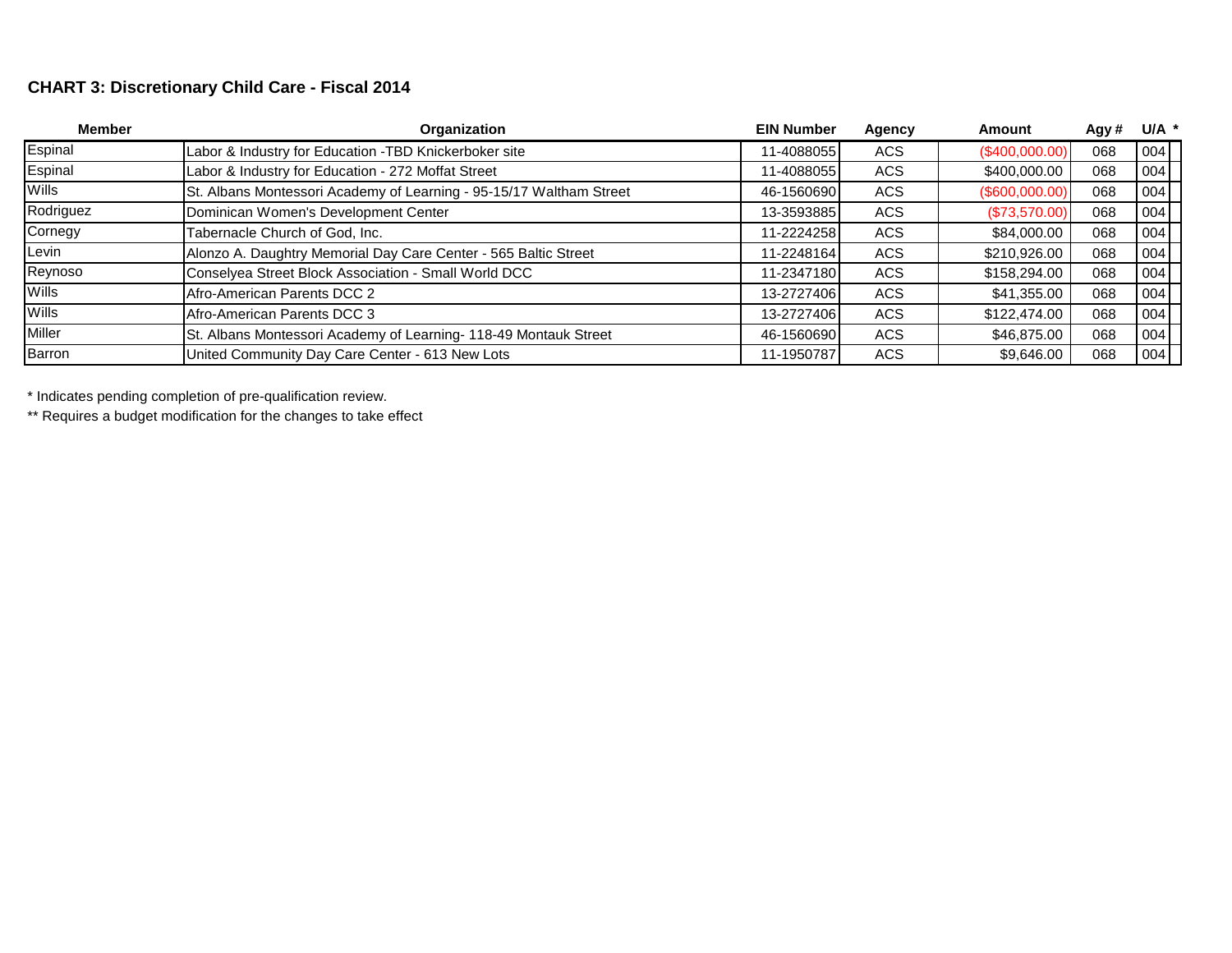### CHART 3: Discretionary Child Care - Fiscal 2014

| Member | Organization | EIN Number | Agency | Amount | Agy # | U/A | * |
|---|---|---|---|---|---|---|---|
| Espinal | Labor & Industry for Education -TBD Knickerboker site | 11-4088055 | ACS | ($400,000.00) | 068 | 004 | |
| Espinal | Labor & Industry for Education - 272 Moffat Street | 11-4088055 | ACS | $400,000.00 | 068 | 004 | |
| Wills | St. Albans Montessori Academy of Learning - 95-15/17 Waltham Street | 46-1560690 | ACS | ($600,000.00) | 068 | 004 | |
| Rodriguez | Dominican Women's Development Center | 13-3593885 | ACS | ($73,570.00) | 068 | 004 | |
| Cornegy | Tabernacle Church of God, Inc. | 11-2224258 | ACS | $84,000.00 | 068 | 004 | |
| Levin | Alonzo A. Daughtry Memorial Day Care Center - 565 Baltic Street | 11-2248164 | ACS | $210,926.00 | 068 | 004 | |
| Reynoso | Conselyea Street Block Association - Small World DCC | 11-2347180 | ACS | $158,294.00 | 068 | 004 | |
| Wills | Afro-American Parents DCC 2 | 13-2727406 | ACS | $41,355.00 | 068 | 004 | |
| Wills | Afro-American Parents DCC 3 | 13-2727406 | ACS | $122,474.00 | 068 | 004 | |
| Miller | St. Albans Montessori Academy of Learning- 118-49 Montauk Street | 46-1560690 | ACS | $46,875.00 | 068 | 004 | |
| Barron | United Community Day Care Center - 613 New Lots | 11-1950787 | ACS | $9,646.00 | 068 | 004 | |

* Indicates pending completion of pre-qualification review.

** Requires a budget modification for the changes to take effect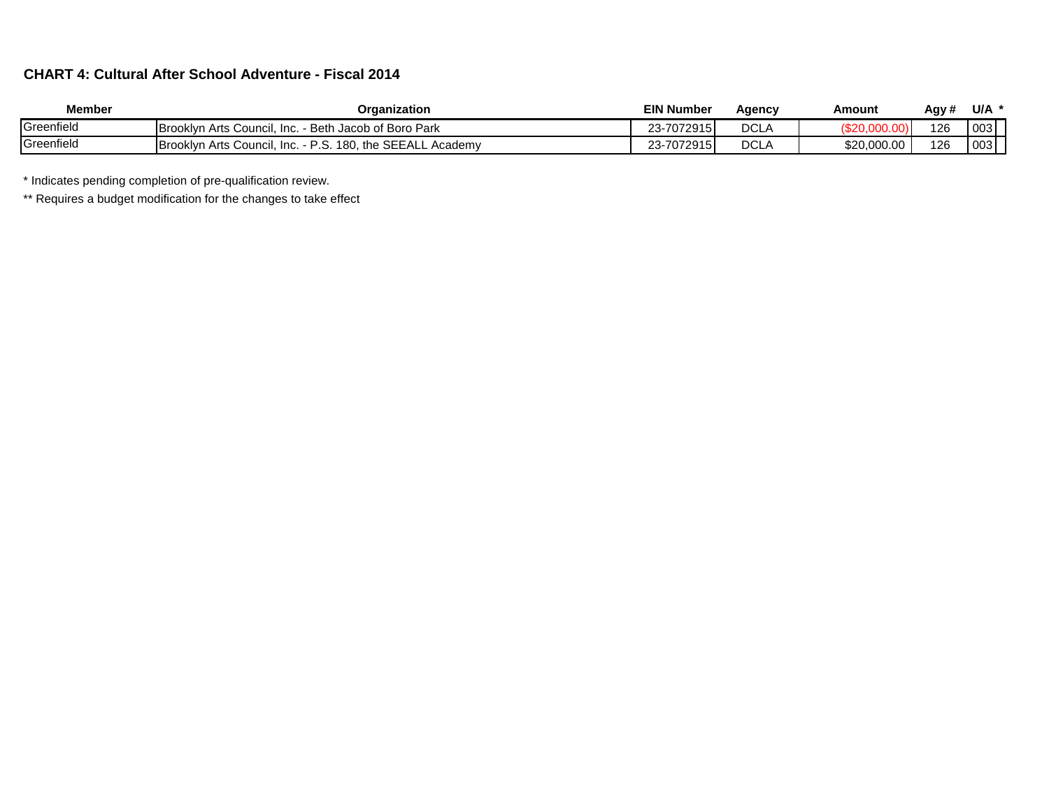**CHART 4: Cultural After School Adventure - Fiscal 2014**

| Member | Organization | EIN Number | Agency | Amount | Agy # | U/A | * |
|---|---|---|---|---|---|---|---|
| Greenfield | Brooklyn Arts Council, Inc. - Beth Jacob of Boro Park | 23-7072915 | DCLA | ($20,000.00) | 126 | 003 | |
| Greenfield | Brooklyn Arts Council, Inc. - P.S. 180, the SEEALL Academy | 23-7072915 | DCLA | $20,000.00 | 126 | 003 | |

* Indicates pending completion of pre-qualification review.

** Requires a budget modification for the changes to take effect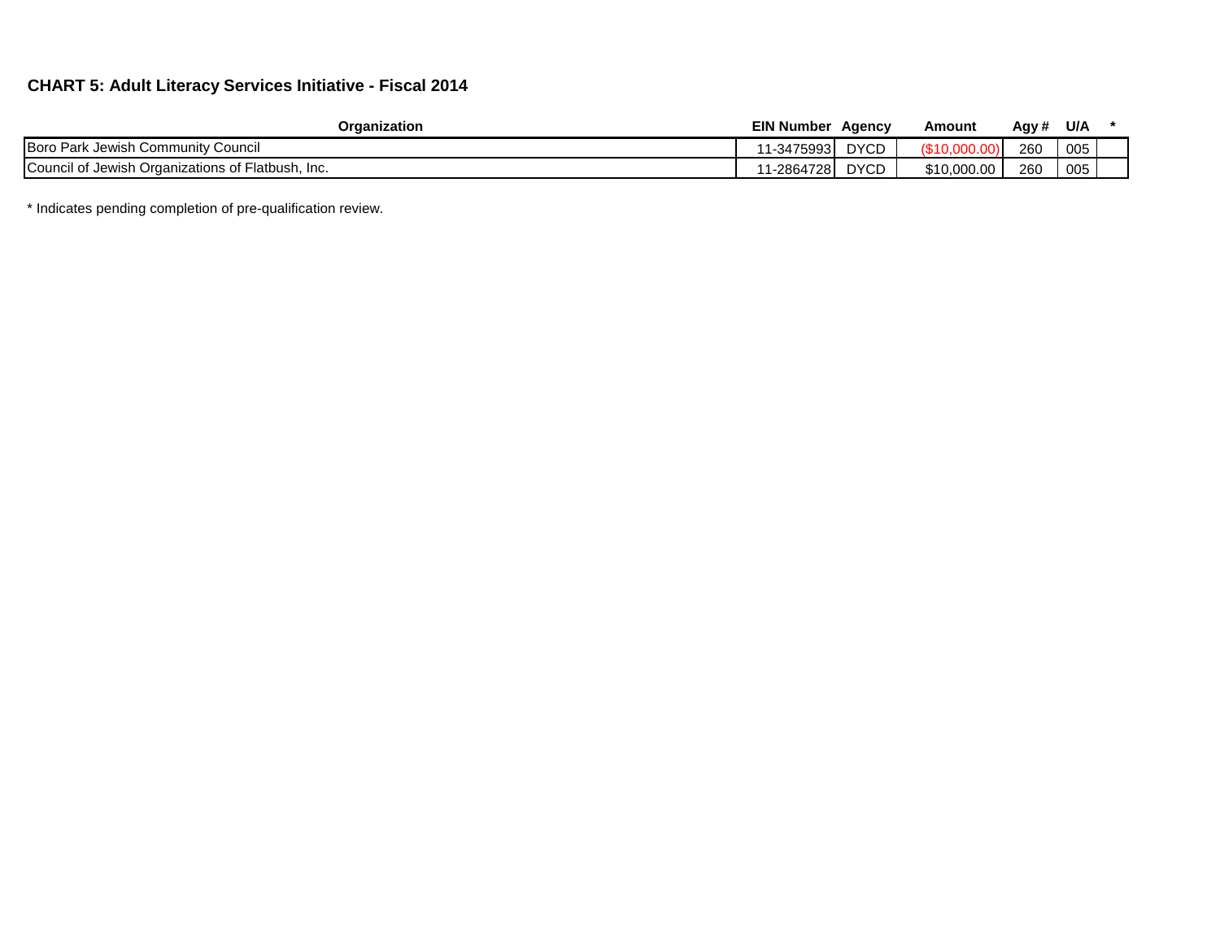### CHART 5: Adult Literacy Services Initiative - Fiscal 2014

| Organization | EIN Number | Agency | Amount | Agy # | U/A | * |
|---|---|---|---|---|---|---|
| Boro Park Jewish Community Council | 11-3475993 | DYCD | ($10,000.00) | 260 | 005 | |
| Council of Jewish Organizations of Flatbush, Inc. | 11-2864728 | DYCD | $10,000.00 | 260 | 005 | |

* Indicates pending completion of pre-qualification review.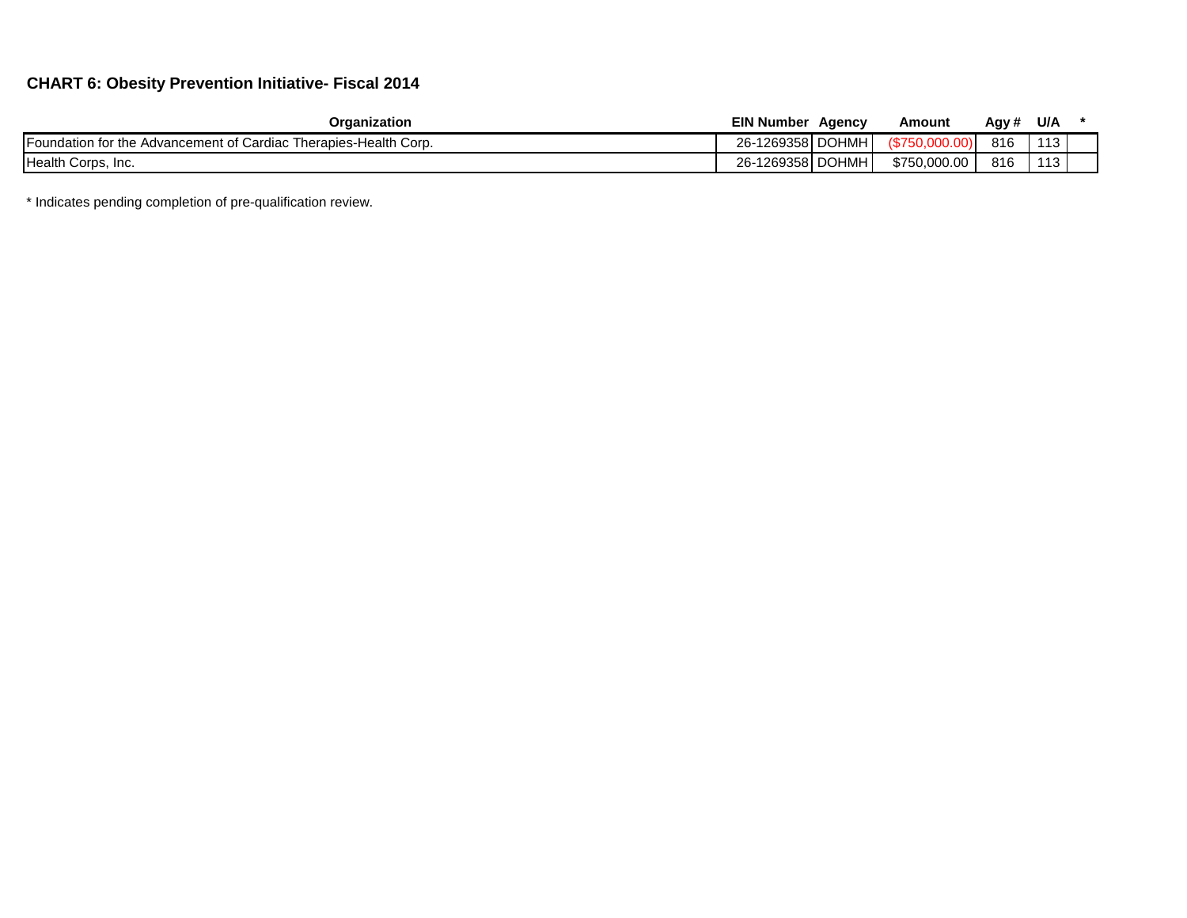**CHART 6: Obesity Prevention Initiative- Fiscal 2014**

| Organization | EIN Number | Agency | Amount | Agy # | U/A | * |
|---|---|---|---|---|---|---|
| Foundation for the Advancement of Cardiac Therapies-Health Corp. | 26-1269358 | DOHMH | ($750,000.00) | 816 | 113 | |
| Health Corps, Inc. | 26-1269358 | DOHMH | $750,000.00 | 816 | 113 | |

* Indicates pending completion of pre-qualification review.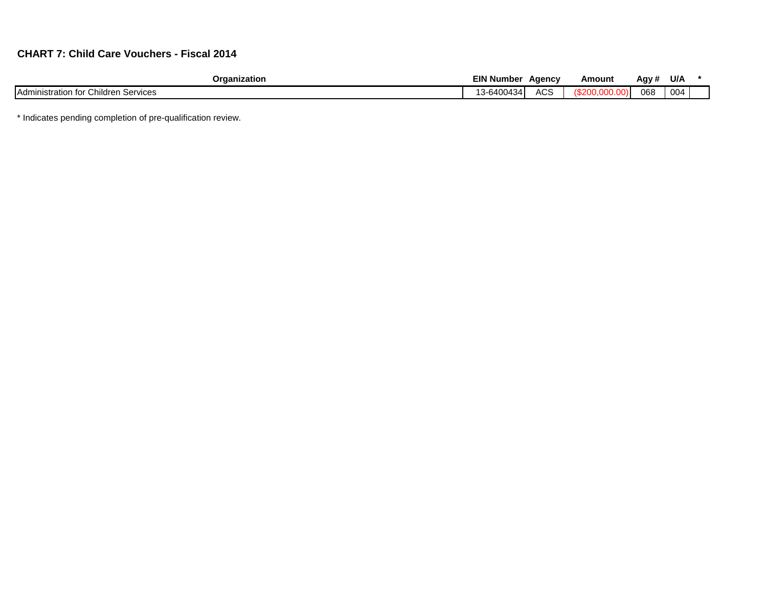### CHART 7: Child Care Vouchers - Fiscal 2014

| Organization | EIN Number | Agency | Amount | Agy # | U/A | * |
|---|---|---|---|---|---|---|
| Administration for Children Services | 13-6400434 | ACS | ($200,000.00) | 068 | 004 | |

* Indicates pending completion of pre-qualification review.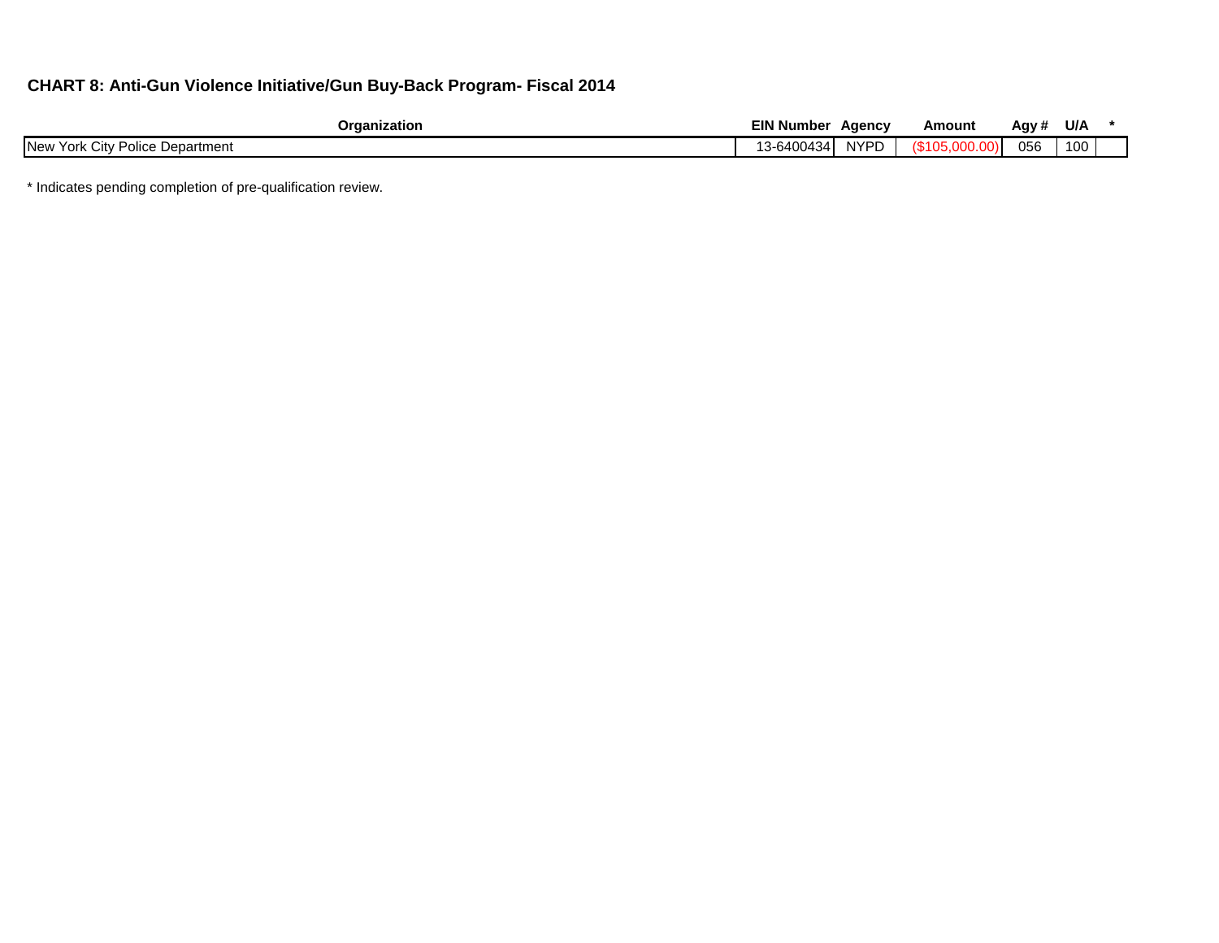## CHART 8: Anti-Gun Violence Initiative/Gun Buy-Back Program- Fiscal 2014

| Organization | EIN Number | Agency | Amount | Agy # | U/A | * |
|---|---|---|---|---|---|---|
| New York City Police Department | 13-6400434 | NYPD | ($105,000.00) | 056 | 100 | |

* Indicates pending completion of pre-qualification review.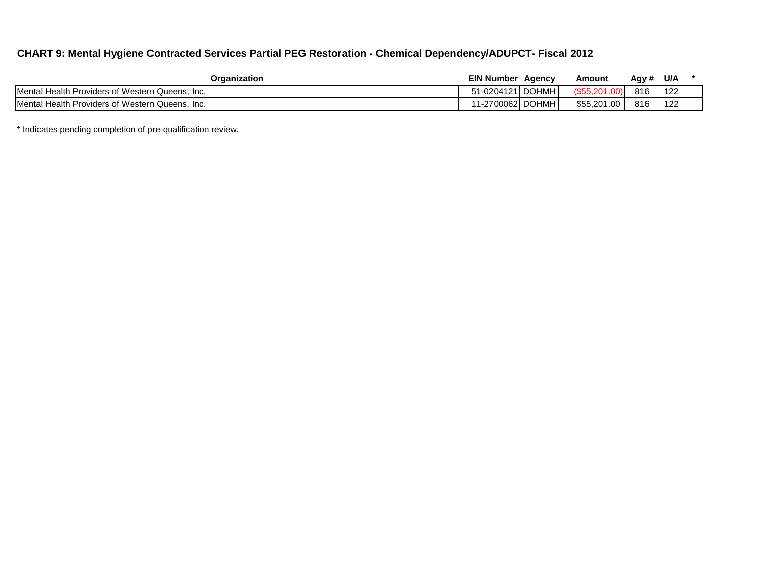## CHART 9: Mental Hygiene Contracted Services Partial PEG Restoration - Chemical Dependency/ADUPCT- Fiscal 2012

| Organization | EIN Number | Agency | Amount | Agy # | U/A | * |
|---|---|---|---|---|---|---|
| Mental Health Providers of Western Queens, Inc. | 51-0204121 | DOHMH | ($55,201.00) | 816 | 122 | |
| Mental Health Providers of Western Queens, Inc. | 11-2700062 | DOHMH | $55,201.00 | 816 | 122 | |

* Indicates pending completion of pre-qualification review.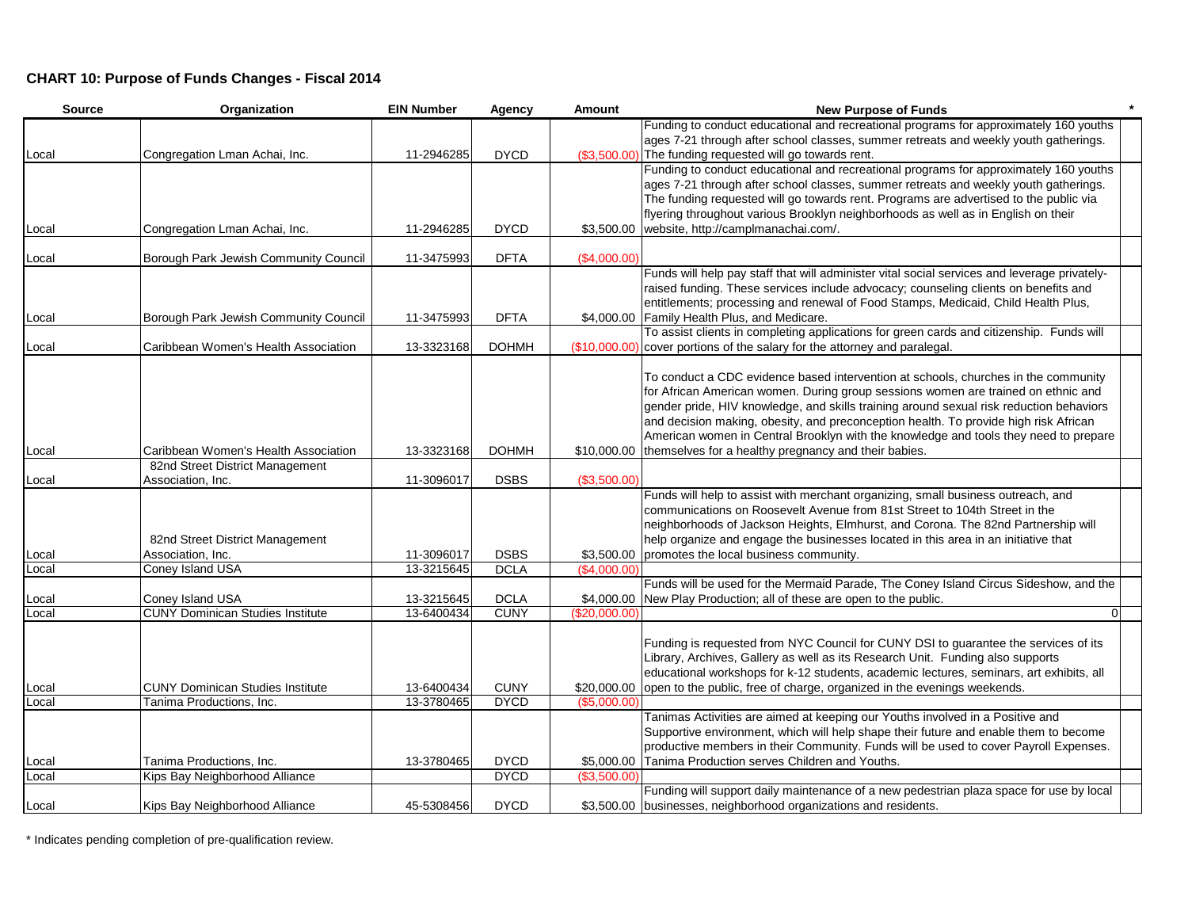## CHART 10: Purpose of Funds Changes - Fiscal 2014

| Source | Organization | EIN Number | Agency | Amount | New Purpose of Funds | * |
|---|---|---|---|---|---|---|
| Local | Congregation Lman Achai, Inc. | 11-2946285 | DYCD | ($3,500.00) | Funding to conduct educational and recreational programs for approximately 160 youths ages 7-21 through after school classes, summer retreats and weekly youth gatherings. The funding requested will go towards rent. | |
| Local | Congregation Lman Achai, Inc. | 11-2946285 | DYCD | $3,500.00 | Funding to conduct educational and recreational programs for approximately 160 youths ages 7-21 through after school classes, summer retreats and weekly youth gatherings. The funding requested will go towards rent. Programs are advertised to the public via flyering throughout various Brooklyn neighborhoods as well as in English on their website, http://camplmanachai.com/. | |
| Local | Borough Park Jewish Community Council | 11-3475993 | DFTA | ($4,000.00) | | |
| Local | Borough Park Jewish Community Council | 11-3475993 | DFTA | $4,000.00 | Funds will help pay staff that will administer vital social services and leverage privately-raised funding. These services include advocacy; counseling clients on benefits and entitlements; processing and renewal of Food Stamps, Medicaid, Child Health Plus, Family Health Plus, and Medicare. | |
| Local | Caribbean Women's Health Association | 13-3323168 | DOHMH | ($10,000.00) | To assist clients in completing applications for green cards and citizenship. Funds will cover portions of the salary for the attorney and paralegal. | |
| Local | Caribbean Women's Health Association | 13-3323168 | DOHMH | $10,000.00 | To conduct a CDC evidence based intervention at schools, churches in the community for African American women. During group sessions women are trained on ethnic and gender pride, HIV knowledge, and skills training around sexual risk reduction behaviors and decision making, obesity, and preconception health. To provide high risk African American women in Central Brooklyn with the knowledge and tools they need to prepare themselves for a healthy pregnancy and their babies. | |
| Local | 82nd Street District Management Association, Inc. | 11-3096017 | DSBS | ($3,500.00) | | |
| Local | 82nd Street District Management Association, Inc. | 11-3096017 | DSBS | $3,500.00 | Funds will help to assist with merchant organizing, small business outreach, and communications on Roosevelt Avenue from 81st Street to 104th Street in the neighborhoods of Jackson Heights, Elmhurst, and Corona. The 82nd Partnership will help organize and engage the businesses located in this area in an initiative that promotes the local business community. | |
| Local | Coney Island USA | 13-3215645 | DCLA | ($4,000.00) | | |
| Local | Coney Island USA | 13-3215645 | DCLA | $4,000.00 | Funds will be used for the Mermaid Parade, The Coney Island Circus Sideshow, and the New Play Production; all of these are open to the public. | |
| Local | CUNY Dominican Studies Institute | 13-6400434 | CUNY | ($20,000.00) | 0 | |
| Local | CUNY Dominican Studies Institute | 13-6400434 | CUNY | $20,000.00 | Funding is requested from NYC Council for CUNY DSI to guarantee the services of its Library, Archives, Gallery as well as its Research Unit. Funding also supports educational workshops for k-12 students, academic lectures, seminars, art exhibits, all open to the public, free of charge, organized in the evenings weekends. | |
| Local | Tanima Productions, Inc. | 13-3780465 | DYCD | ($5,000.00) | | |
| Local | Tanima Productions, Inc. | 13-3780465 | DYCD | $5,000.00 | Tanimas Activities are aimed at keeping our Youths involved in a Positive and Supportive environment, which will help shape their future and enable them to become productive members in their Community. Funds will be used to cover Payroll Expenses. Tanima Production serves Children and Youths. | |
| Local | Kips Bay Neighborhood Alliance | | DYCD | ($3,500.00) | | |
| Local | Kips Bay Neighborhood Alliance | 45-5308456 | DYCD | $3,500.00 | Funding will support daily maintenance of a new pedestrian plaza space for use by local businesses, neighborhood organizations and residents. | |

* Indicates pending completion of pre-qualification review.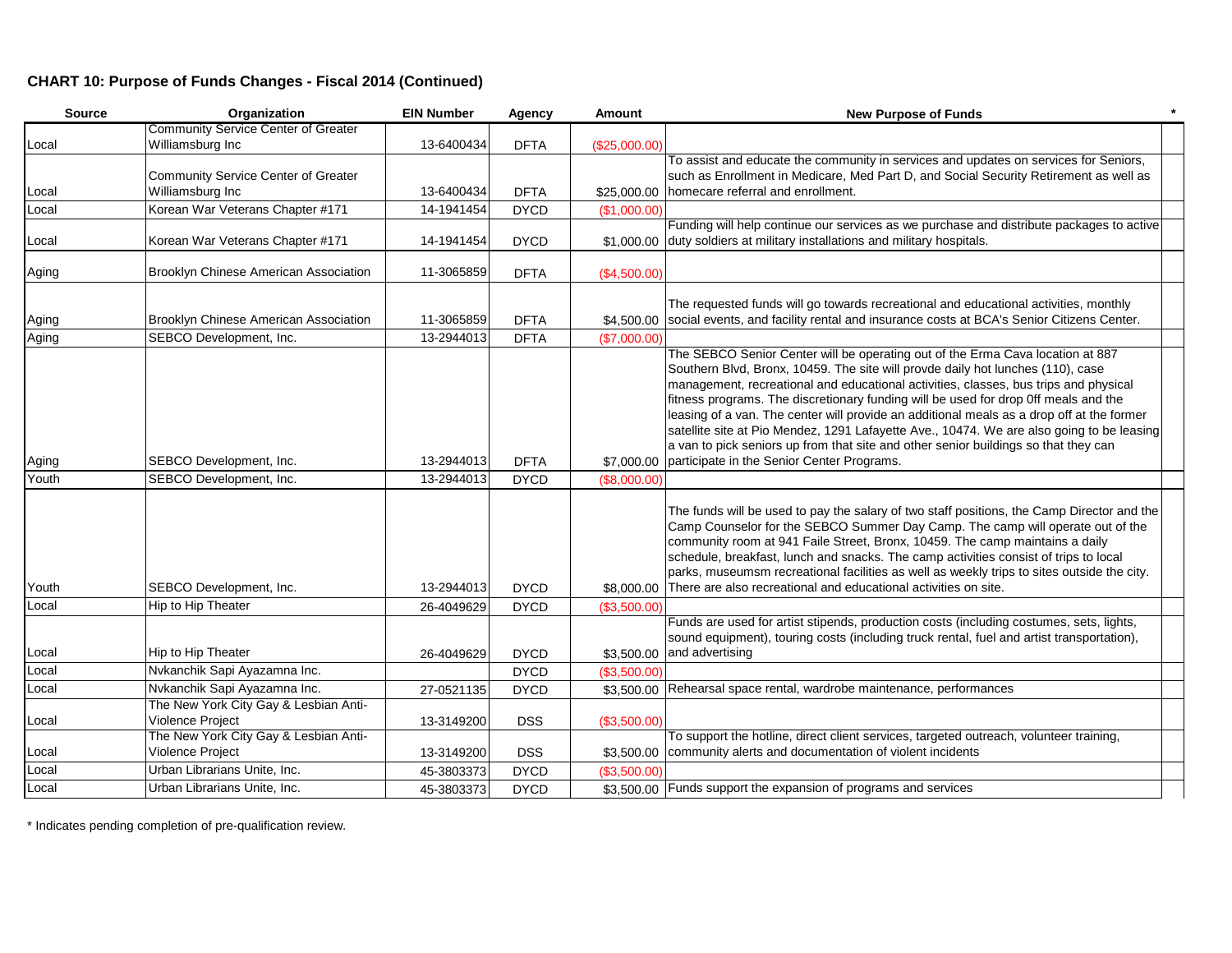## CHART 10: Purpose of Funds Changes - Fiscal 2014 (Continued)

| Source | Organization | EIN Number | Agency | Amount | New Purpose of Funds | * |
|---|---|---|---|---|---|---|
| Local | Community Service Center of Greater Williamsburg Inc | 13-6400434 | DFTA | ($25,000.00) | | |
| Local | Community Service Center of Greater Williamsburg Inc | 13-6400434 | DFTA | $25,000.00 | To assist and educate the community in services and updates on services for Seniors, such as Enrollment in Medicare, Med Part D, and Social Security Retirement as well as homecare referral and enrollment. | |
| Local | Korean War Veterans Chapter #171 | 14-1941454 | DYCD | ($1,000.00) | | |
| Local | Korean War Veterans Chapter #171 | 14-1941454 | DYCD | $1,000.00 | Funding will help continue our services as we purchase and distribute packages to active duty soldiers at military installations and military hospitals. | |
| Aging | Brooklyn Chinese American Association | 11-3065859 | DFTA | ($4,500.00) | | |
| Aging | Brooklyn Chinese American Association | 11-3065859 | DFTA | $4,500.00 | The requested funds will go towards recreational and educational activities, monthly social events, and facility rental and insurance costs at BCA's Senior Citizens Center. | |
| Aging | SEBCO Development, Inc. | 13-2944013 | DFTA | ($7,000.00) | | |
| Aging | SEBCO Development, Inc. | 13-2944013 | DFTA | $7,000.00 | The SEBCO Senior Center will be operating out of the Erma Cava location at 887 Southern Blvd, Bronx, 10459. The site will provde daily hot lunches (110), case management, recreational and educational activities, classes, bus trips and physical fitness programs. The discretionary funding will be used for drop 0ff meals and the leasing of a van. The center will provide an additional meals as a drop off at the former satellite site at Pio Mendez, 1291 Lafayette Ave., 10474. We are also going to be leasing a van to pick seniors up from that site and other senior buildings so that they can participate in the Senior Center Programs. | |
| Youth | SEBCO Development, Inc. | 13-2944013 | DYCD | ($8,000.00) | | |
| Youth | SEBCO Development, Inc. | 13-2944013 | DYCD | $8,000.00 | The funds will be used to pay the salary of two staff positions, the Camp Director and the Camp Counselor for the SEBCO Summer Day Camp. The camp will operate out of the community room at 941 Faile Street, Bronx, 10459. The camp maintains a daily schedule, breakfast, lunch and snacks. The camp activities consist of trips to local parks, museumsm recreational facilities as well as weekly trips to sites outside the city. There are also recreational and educational activities on site. | |
| Local | Hip to Hip Theater | 26-4049629 | DYCD | ($3,500.00) | | |
| Local | Hip to Hip Theater | 26-4049629 | DYCD | $3,500.00 | Funds are used for artist stipends, production costs (including costumes, sets, lights, sound equipment), touring costs (including truck rental, fuel and artist transportation), and advertising | |
| Local | Nvkanchik Sapi Ayazamna Inc. | | DYCD | ($3,500.00) | | |
| Local | Nvkanchik Sapi Ayazamna Inc. | 27-0521135 | DYCD | $3,500.00 | Rehearsal space rental, wardrobe maintenance, performances | |
| Local | The New York City Gay & Lesbian Anti-Violence Project | 13-3149200 | DSS | ($3,500.00) | | |
| Local | The New York City Gay & Lesbian Anti-Violence Project | 13-3149200 | DSS | $3,500.00 | To support the hotline, direct client services, targeted outreach, volunteer training, community alerts and documentation of violent incidents | |
| Local | Urban Librarians Unite, Inc. | 45-3803373 | DYCD | ($3,500.00) | | |
| Local | Urban Librarians Unite, Inc. | 45-3803373 | DYCD | $3,500.00 | Funds support the expansion of programs and services | |

* Indicates pending completion of pre-qualification review.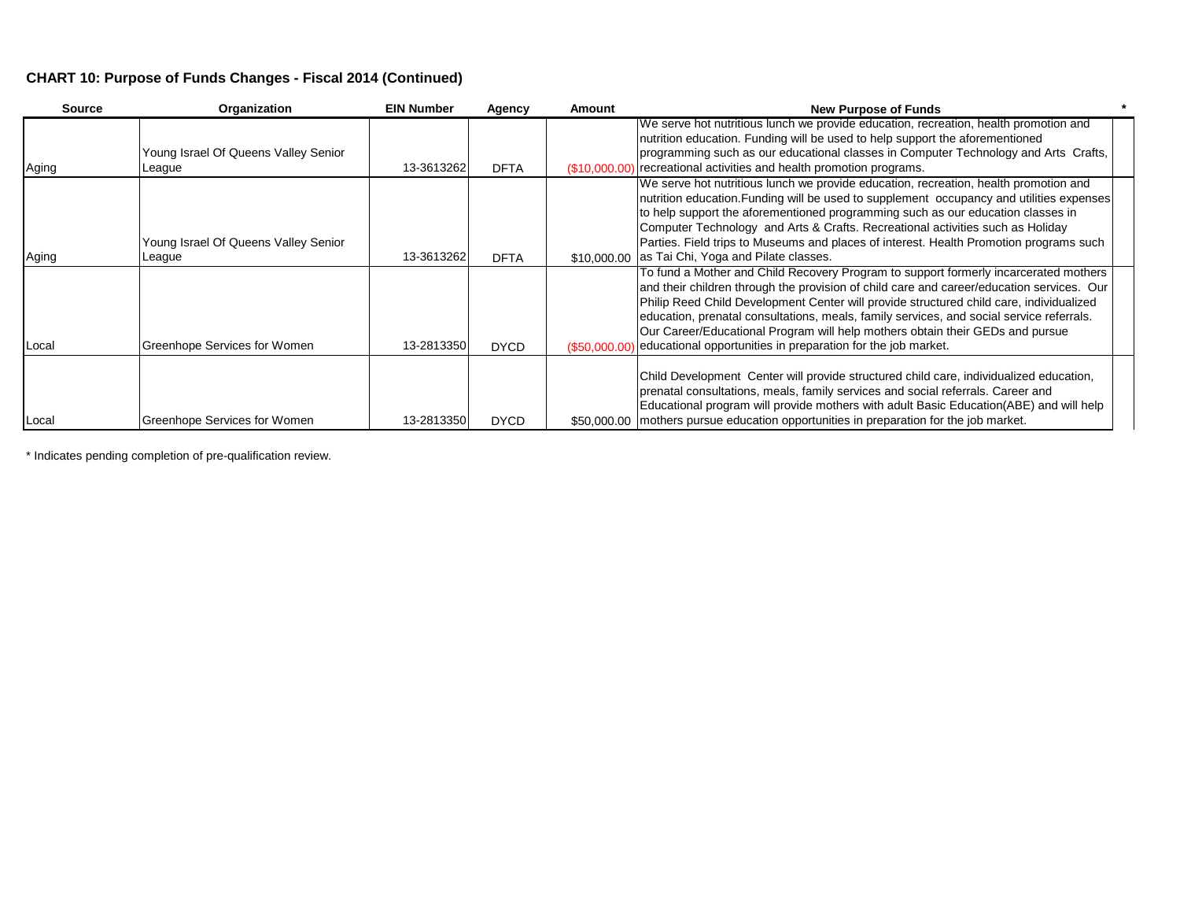## CHART 10: Purpose of Funds Changes - Fiscal 2014 (Continued)

| Source | Organization | EIN Number | Agency | Amount | New Purpose of Funds | * |
|---|---|---|---|---|---|---|
| Aging | Young Israel Of Queens Valley Senior League | 13-3613262 | DFTA | ($10,000.00) | We serve hot nutritious lunch we provide education, recreation, health promotion and nutrition education. Funding will be used to help support the aforementioned programming such as our educational classes in Computer Technology and Arts Crafts, recreational activities and health promotion programs. | |
| Aging | Young Israel Of Queens Valley Senior League | 13-3613262 | DFTA | $10,000.00 | We serve hot nutritious lunch we provide education, recreation, health promotion and nutrition education.Funding will be used to supplement occupancy and utilities expenses to help support the aforementioned programming such as our education classes in Computer Technology and Arts & Crafts. Recreational activities such as Holiday Parties. Field trips to Museums and places of interest. Health Promotion programs such as Tai Chi, Yoga and Pilate classes. | |
| Local | Greenhope Services for Women | 13-2813350 | DYCD | ($50,000.00) | To fund a Mother and Child Recovery Program to support formerly incarcerated mothers and their children through the provision of child care and career/education services. Our Philip Reed Child Development Center will provide structured child care, individualized education, prenatal consultations, meals, family services, and social service referrals. Our Career/Educational Program will help mothers obtain their GEDs and pursue educational opportunities in preparation for the job market. | |
| Local | Greenhope Services for Women | 13-2813350 | DYCD | $50,000.00 | Child Development Center will provide structured child care, individualized education, prenatal consultations, meals, family services and social referrals. Career and Educational program will provide mothers with adult Basic Education(ABE) and will help mothers pursue education opportunities in preparation for the job market. | |

\* Indicates pending completion of pre-qualification review.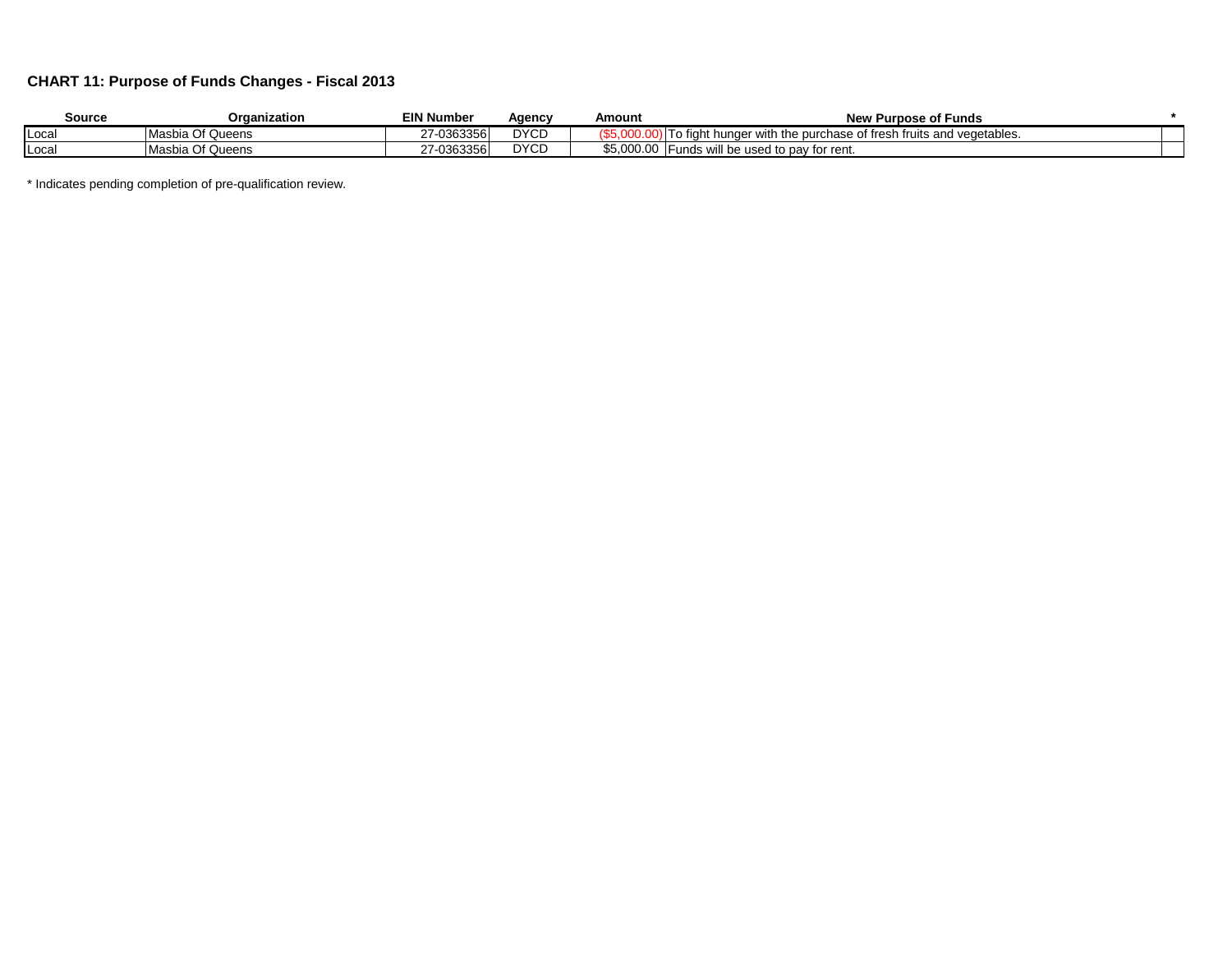### CHART 11: Purpose of Funds Changes - Fiscal 2013

| Source | Organization | EIN Number | Agency | Amount | New Purpose of Funds | * |
|---|---|---|---|---|---|---|
| Local | Masbia Of Queens | 27-0363356 | DYCD | ($5,000.00) | To fight hunger with the purchase of fresh fruits and vegetables. | |
| Local | Masbia Of Queens | 27-0363356 | DYCD | $5,000.00 | Funds will be used to pay for rent. | |

* Indicates pending completion of pre-qualification review.